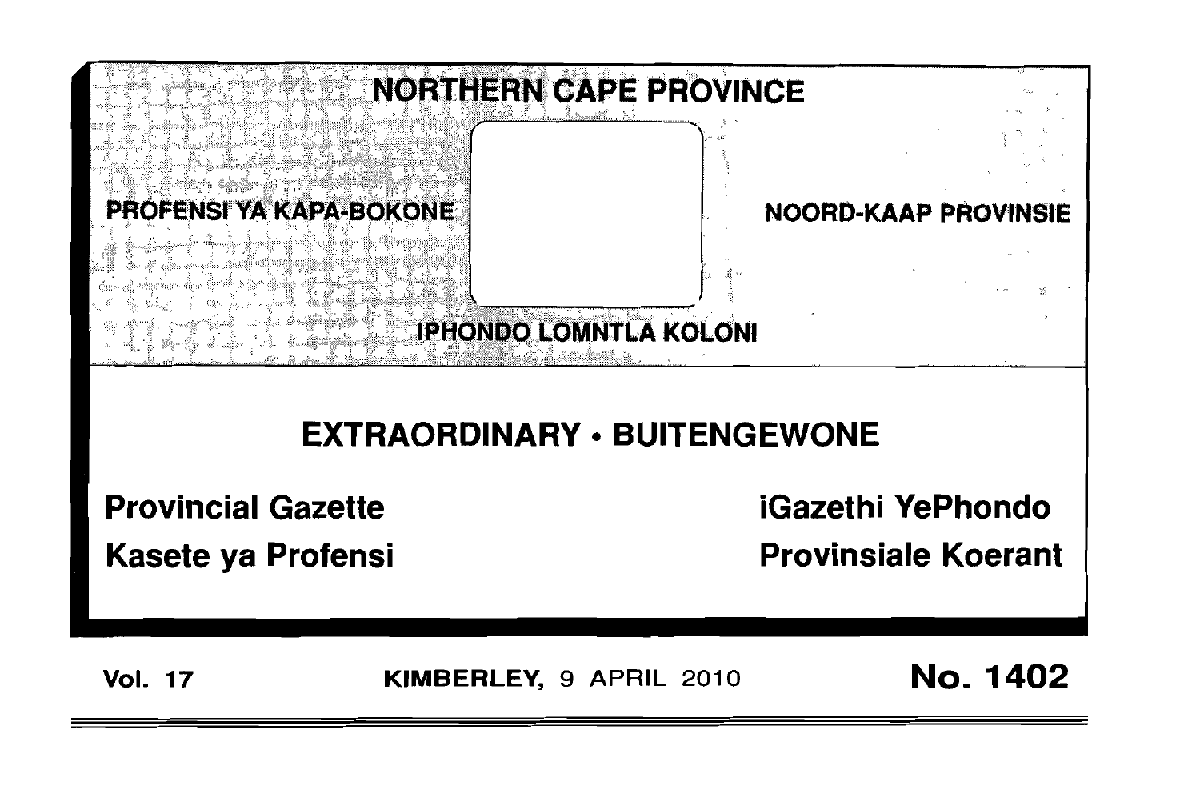# NORTHERN CAPE PROVINCE

PROFENSI YA KAPA-BOKONE

NOORD-KAAP PROVINSIE

IPHONDO LOMNTLA KOLONI

## EXTRAORDINARY • BUITENGEWONE

**Provincial Gazette**

**iGazethi YePhondo**

**Kasete ya Profensi**

**Provinsiale Koerant**

**Vol. 17** **KIMBERLEY, 9 APRIL 2010** **No. 1402**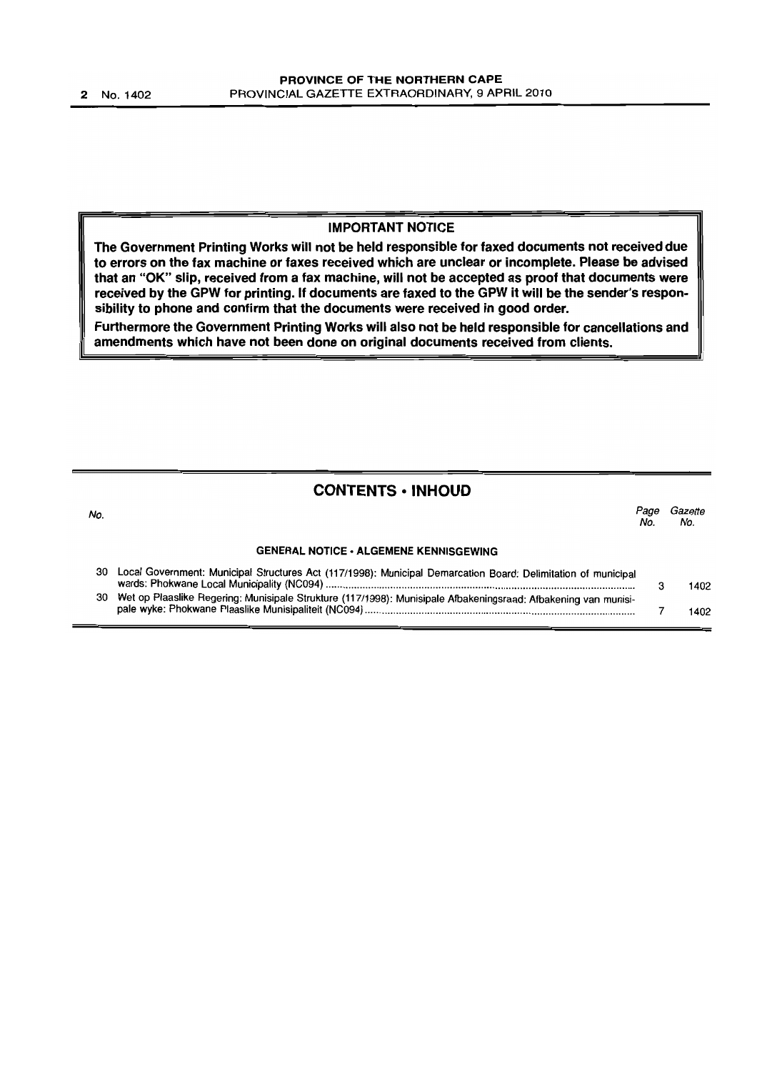## IMPORTANT NOTICE

**The Government Printing Works will not be held responsible for faxed documents not received due to errors on the fax machine or faxes received which are unclear or incomplete. Please be advised that an "OK" slip, received from a fax machine, will not be accepted as proof that documents were received by the GPW for printing. If documents are faxed to the GPW it will be the sender's responsibility to phone and confirm that the documents were received in good order.**

**Furthermore the Government Printing Works will also not be held responsible for cancellations and amendments which have not been done on original documents received from clients.**

## CONTENTS • INHOUD

| *No.* | | *Page No.* | *Gazette No.* |
|---|---|---|---|
| | **GENERAL NOTICE • ALGEMENE KENNISGEWING** | | |
| 30 | Local Government: Municipal Structures Act (117/1998): Municipal Demarcation Board: Delimitation of municipal wards: Phokwane Local Municipality (NC094) | 3 | 1402 |
| 30 | Wet op Plaaslike Regering: Munisipale Strukture (117/1998): Munisipale Afbakeningsraad: Afbakening van munisipale wyke: Phokwane Plaaslike Munisipaliteit (NC094) | 7 | 1402 |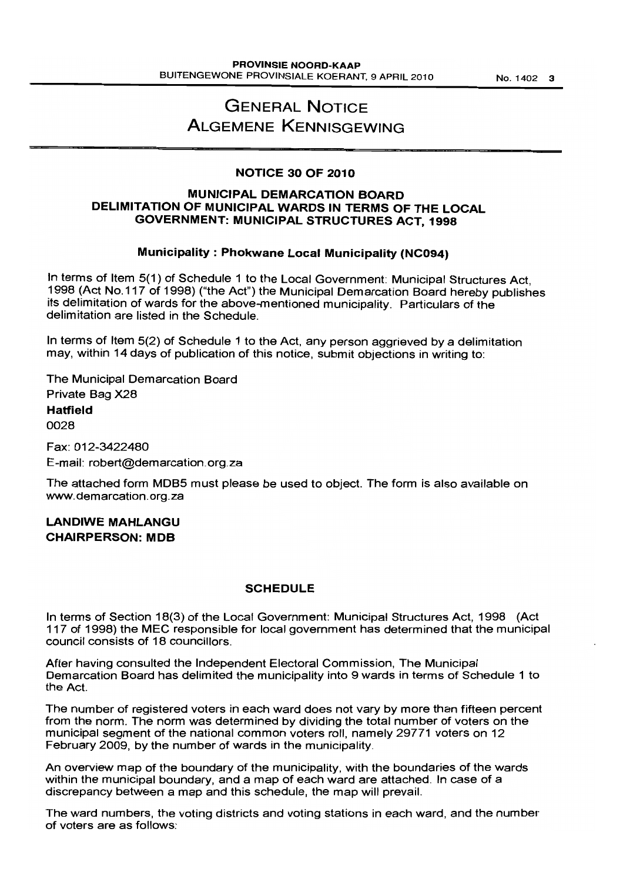# GENERAL NOTICE
# ALGEMENE KENNISGEWING

## NOTICE 30 OF 2010

### MUNICIPAL DEMARCATION BOARD
### DELIMITATION OF MUNICIPAL WARDS IN TERMS OF THE LOCAL GOVERNMENT: MUNICIPAL STRUCTURES ACT, 1998

#### Municipality : Phokwane Local Municipality (NC094)

In terms of Item 5(1) of Schedule 1 to the Local Government: Municipal Structures Act, 1998 (Act No.117 of 1998) ("the Act") the Municipal Demarcation Board hereby publishes its delimitation of wards for the above-mentioned municipality. Particulars of the delimitation are listed in the Schedule.

In terms of Item 5(2) of Schedule 1 to the Act, any person aggrieved by a delimitation may, within 14 days of publication of this notice, submit objections in writing to:

The Municipal Demarcation Board
Private Bag X28
**Hatfield**
0028

Fax: 012-3422480
E-mail: robert@demarcation.org.za

The attached form MDB5 must please be used to object. The form is also available on www.demarcation.org.za

**LANDIWE MAHLANGU**
**CHAIRPERSON: MDB**

## SCHEDULE

In terms of Section 18(3) of the Local Government: Municipal Structures Act, 1998 (Act 117 of 1998) the MEC responsible for local government has determined that the municipal council consists of 18 councillors.

After having consulted the Independent Electoral Commission, The Municipal Demarcation Board has delimited the municipality into 9 wards in terms of Schedule 1 to the Act.

The number of registered voters in each ward does not vary by more than fifteen percent from the norm. The norm was determined by dividing the total number of voters on the municipal segment of the national common voters roll, namely 29771 voters on 12 February 2009, by the number of wards in the municipality.

An overview map of the boundary of the municipality, with the boundaries of the wards within the municipal boundary, and a map of each ward are attached. In case of a discrepancy between a map and this schedule, the map will prevail.

The ward numbers, the voting districts and voting stations in each ward, and the number of voters are as follows: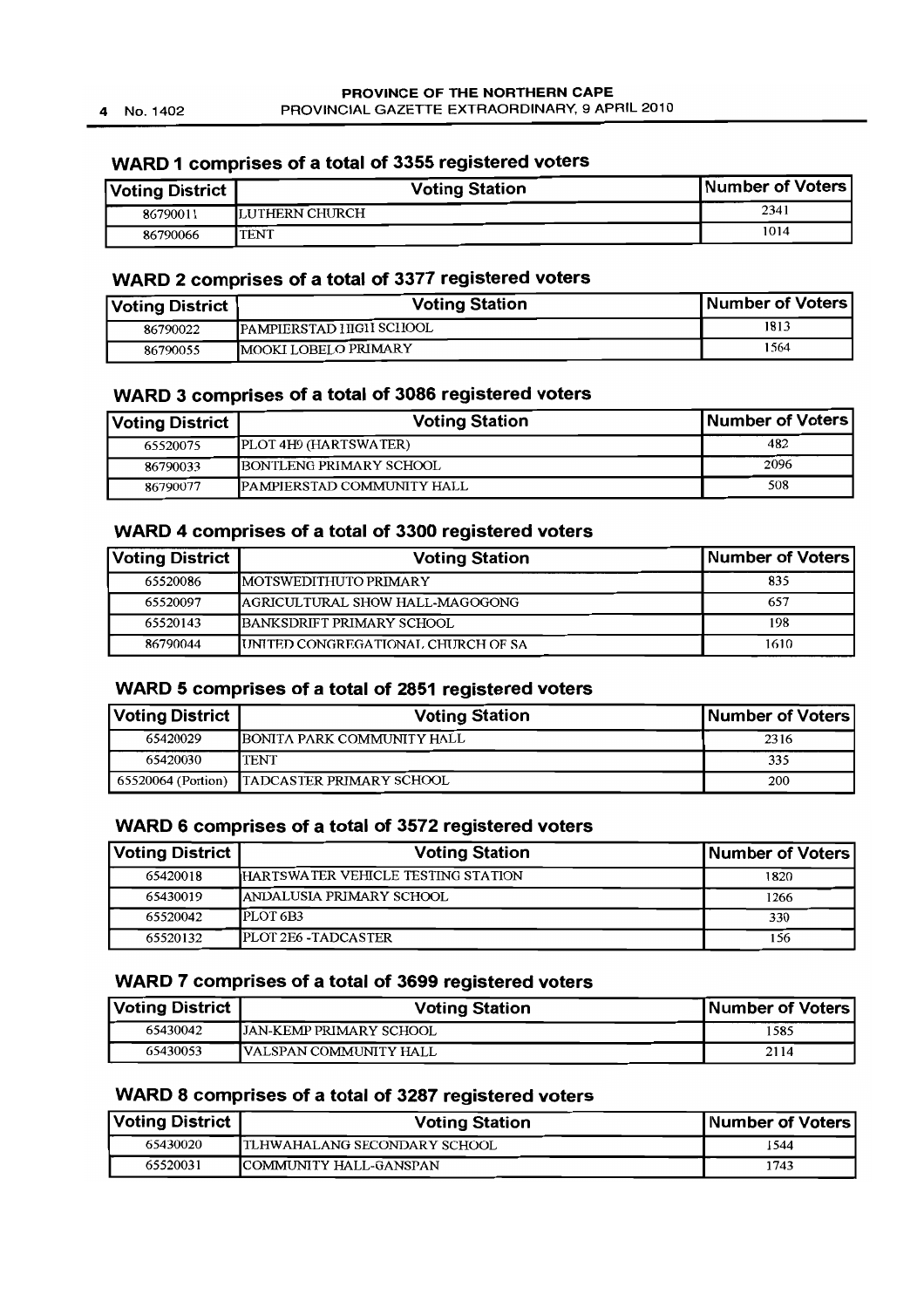## WARD 1 comprises of a total of 3355 registered voters

| Voting District | Voting Station | Number of Voters |
|---|---|---|
| 86790011 | LUTHERN CHURCH | 2341 |
| 86790066 | TENT | 1014 |

## WARD 2 comprises of a total of 3377 registered voters

| Voting District | Voting Station | Number of Voters |
|---|---|---|
| 86790022 | PAMPIERSTAD HIGH SCHOOL | 1813 |
| 86790055 | MOOKI LOBELO PRIMARY | 1564 |

## WARD 3 comprises of a total of 3086 registered voters

| Voting District | Voting Station | Number of Voters |
|---|---|---|
| 65520075 | PLOT 4H9 (HARTSWATER) | 482 |
| 86790033 | BONTLENG PRIMARY SCHOOL | 2096 |
| 86790077 | PAMPIERSTAD COMMUNITY HALL | 508 |

## WARD 4 comprises of a total of 3300 registered voters

| Voting District | Voting Station | Number of Voters |
|---|---|---|
| 65520086 | MOTSWEDITHUTO PRIMARY | 835 |
| 65520097 | AGRICULTURAL SHOW HALL-MAGOGONG | 657 |
| 65520143 | BANKSDRIFT PRIMARY SCHOOL | 198 |
| 86790044 | UNITED CONGREGATIONAL CHURCH OF SA | 1610 |

## WARD 5 comprises of a total of 2851 registered voters

| Voting District | Voting Station | Number of Voters |
|---|---|---|
| 65420029 | BONITA PARK COMMUNITY HALL | 2316 |
| 65420030 | TENT | 335 |
| 65520064 (Portion) | TADCASTER PRIMARY SCHOOL | 200 |

## WARD 6 comprises of a total of 3572 registered voters

| Voting District | Voting Station | Number of Voters |
|---|---|---|
| 65420018 | HARTSWATER VEHICLE TESTING STATION | 1820 |
| 65430019 | ANDALUSIA PRIMARY SCHOOL | 1266 |
| 65520042 | PLOT 6B3 | 330 |
| 65520132 | PLOT 2E6 -TADCASTER | 156 |

## WARD 7 comprises of a total of 3699 registered voters

| Voting District | Voting Station | Number of Voters |
|---|---|---|
| 65430042 | JAN-KEMP PRIMARY SCHOOL | 1585 |
| 65430053 | VALSPAN COMMUNITY HALL | 2114 |

## WARD 8 comprises of a total of 3287 registered voters

| Voting District | Voting Station | Number of Voters |
|---|---|---|
| 65430020 | TLHWAHALANG SECONDARY SCHOOL | 1544 |
| 65520031 | COMMUNITY HALL-GANSPAN | 1743 |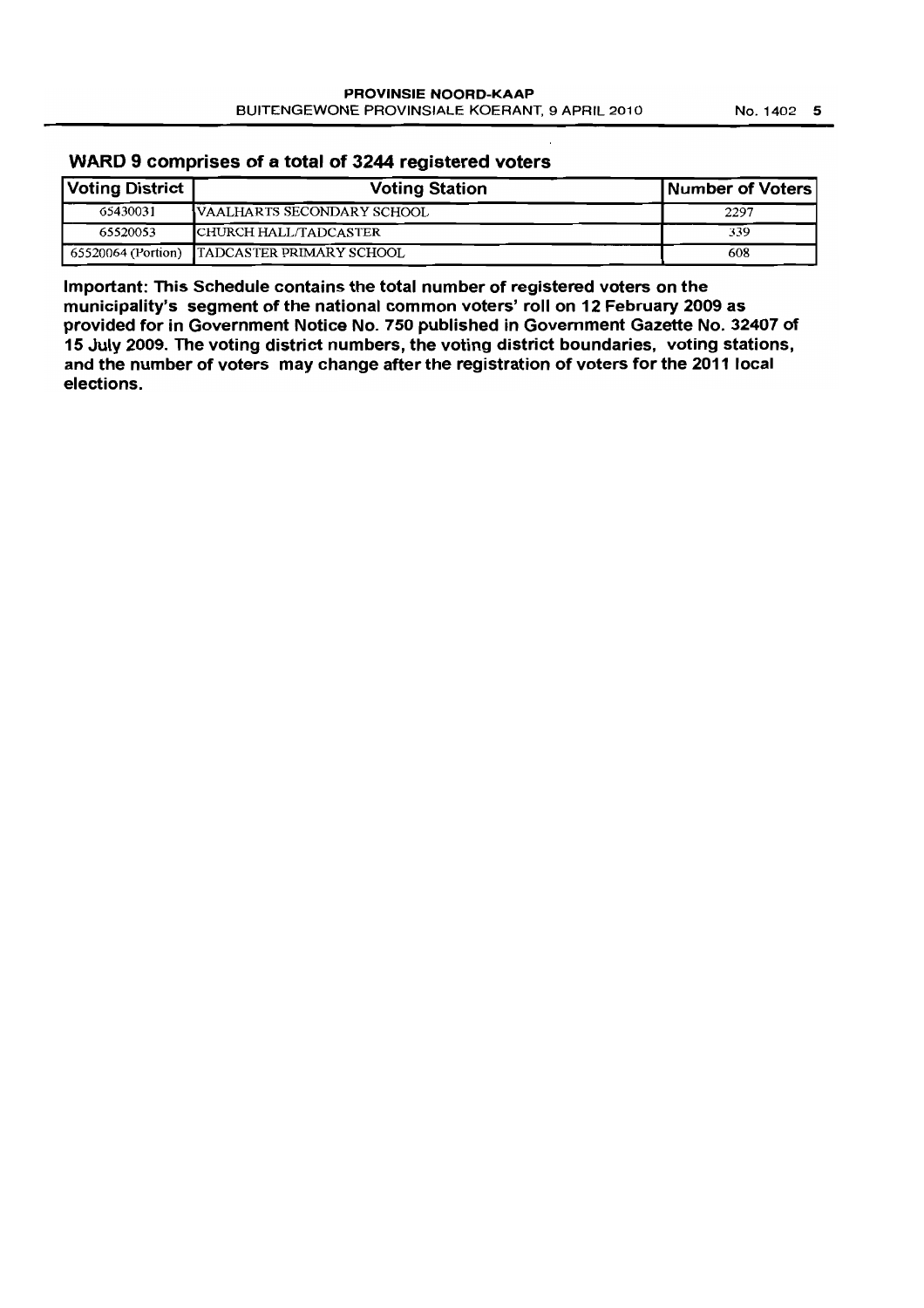## WARD 9 comprises of a total of 3244 registered voters

| Voting District | Voting Station | Number of Voters |
|---|---|---|
| 65430031 | VAALHARTS SECONDARY SCHOOL | 2297 |
| 65520053 | CHURCH HALL/TADCASTER | 339 |
| 65520064 (Portion) | TADCASTER PRIMARY SCHOOL | 608 |

**Important: This Schedule contains the total number of registered voters on the municipality's segment of the national common voters' roll on 12 February 2009 as provided for in Government Notice No. 750 published in Government Gazette No. 32407 of 15 July 2009. The voting district numbers, the voting district boundaries, voting stations, and the number of voters may change after the registration of voters for the 2011 local elections.**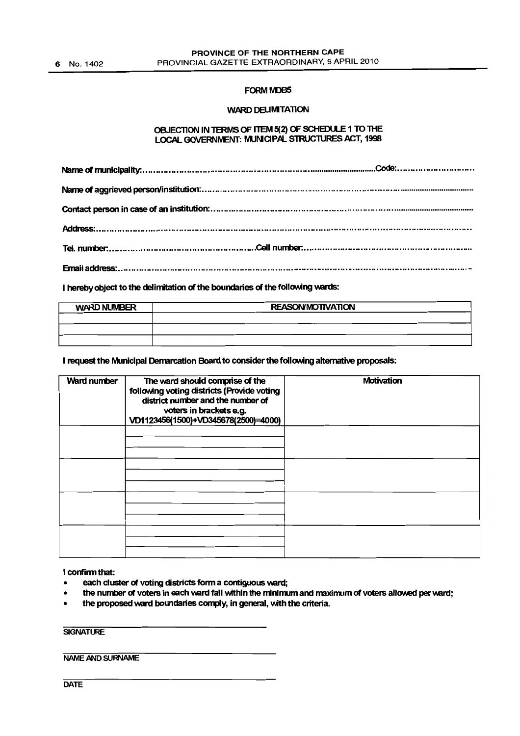# FORM MDB5

## WARD DELIMITATION

### OBJECTION IN TERMS OF ITEM 5(2) OF SCHEDULE 1 TO THE LOCAL GOVERNMENT: MUNICIPAL STRUCTURES ACT, 1998

Name of municipality:……………………………………………………………………………Code:…………………………

Name of aggrieved person/institution:……………………………………………………………………………………………

Contact person in case of an institution:…………………………………………………………………………………………

Address:……………………………………………………………………………………………………………………………

Tel. number:………………………………………………Cell number:………………………………………………………

Email address:………………………………………………………………………………………………………………………

I hereby object to the delimitation of the boundaries of the following wards:

| WARD NUMBER | REASON/MOTIVATION |
|---|---|
| | |
| | |
| | |

I request the Municipal Demarcation Board to consider the following alternative proposals:

| Ward number | The ward should comprise of the following voting districts (Provide voting district number and the number of voters in brackets e.g. VD1123456(1500)+VD345678(2500)=4000) | Motivation |
|---|---|---|
| | | |
| | | |
| | | |
| | | |
| | | |
| | | |
| | | |
| | | |
| | | |
| | | |
| | | |
| | | |

I confirm that:

- each cluster of voting districts form a contiguous ward;
- the number of voters in each ward fall within the minimum and maximum of voters allowed per ward;
- the proposed ward boundaries comply, in general, with the criteria.

SIGNATURE

NAME AND SURNAME

DATE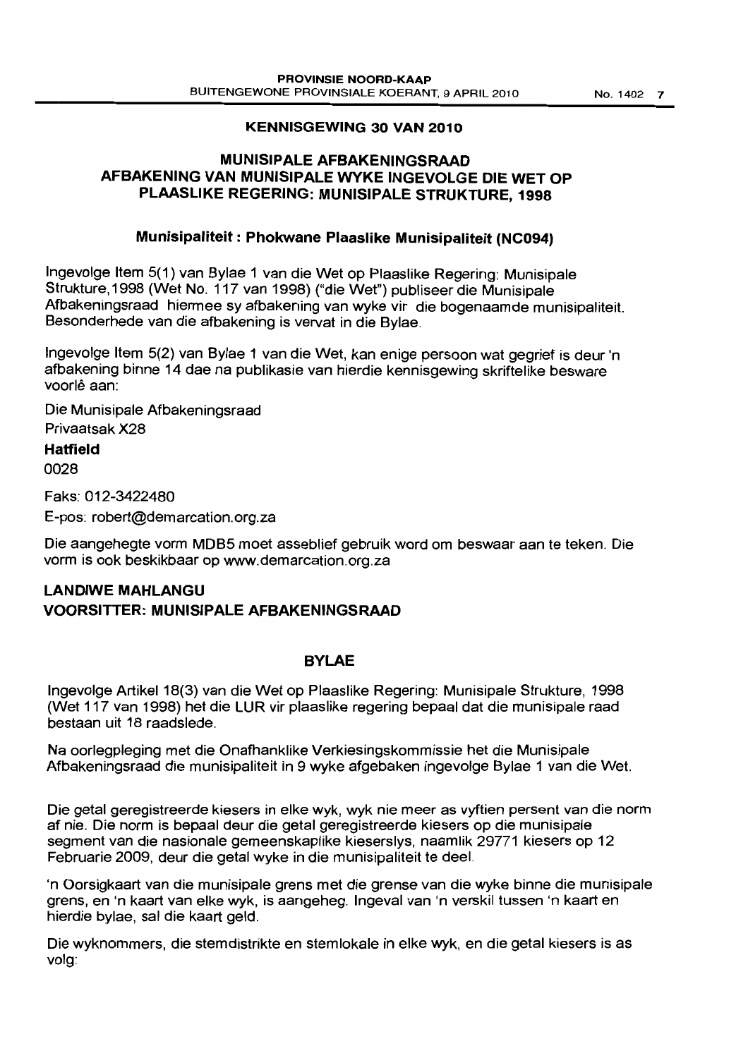## KENNISGEWING 30 VAN 2010

## MUNISIPALE AFBAKENINGSRAAD
## AFBAKENING VAN MUNISIPALE WYKE INGEVOLGE DIE WET OP PLAASLIKE REGERING: MUNISIPALE STRUKTURE, 1998

### Munisipaliteit : Phokwane Plaaslike Munisipaliteit (NC094)

Ingevolge Item 5(1) van Bylae 1 van die Wet op Plaaslike Regering: Munisipale Strukture,1998 (Wet No. 117 van 1998) ("die Wet") publiseer die Munisipale Afbakeningsraad hiermee sy afbakening van wyke vir die bogenaamde munisipaliteit. Besonderhede van die afbakening is vervat in die Bylae.

Ingevolge Item 5(2) van Bylae 1 van die Wet, kan enige persoon wat gegrief is deur 'n afbakening binne 14 dae na publikasie van hierdie kennisgewing skriftelike besware voorlê aan:

Die Munisipale Afbakeningsraad
Privaatsak X28
**Hatfield**
0028

Faks: 012-3422480
E-pos: robert@demarcation.org.za

Die aangehegte vorm MDB5 moet asseblief gebruik word om beswaar aan te teken. Die vorm is ook beskikbaar op www.demarcation.org.za

**LANDIWE MAHLANGU**
**VOORSITTER: MUNISIPALE AFBAKENINGSRAAD**

## BYLAE

Ingevolge Artikel 18(3) van die Wet op Plaaslike Regering: Munisipale Strukture, 1998 (Wet 117 van 1998) het die LUR vir plaaslike regering bepaal dat die munisipale raad bestaan uit 18 raadslede.

Na oorlegpleging met die Onafhanklike Verkiesingskommissie het die Munisipale Afbakeningsraad die munisipaliteit in 9 wyke afgebaken ingevolge Bylae 1 van die Wet.

Die getal geregistreerde kiesers in elke wyk, wyk nie meer as vyftien persent van die norm af nie. Die norm is bepaal deur die getal geregistreerde kiesers op die munisipale segment van die nasionale gemeenskaplike kieserslys, naamlik 29771 kiesers op 12 Februarie 2009, deur die getal wyke in die munisipaliteit te deel.

'n Oorsigkaart van die munisipale grens met die grense van die wyke binne die munisipale grens, en 'n kaart van elke wyk, is aangeheg. Ingeval van 'n verskil tussen 'n kaart en hierdie bylae, sal die kaart geld.

Die wyknommers, die stemdistrikte en stemlokale in elke wyk, en die getal kiesers is as volg: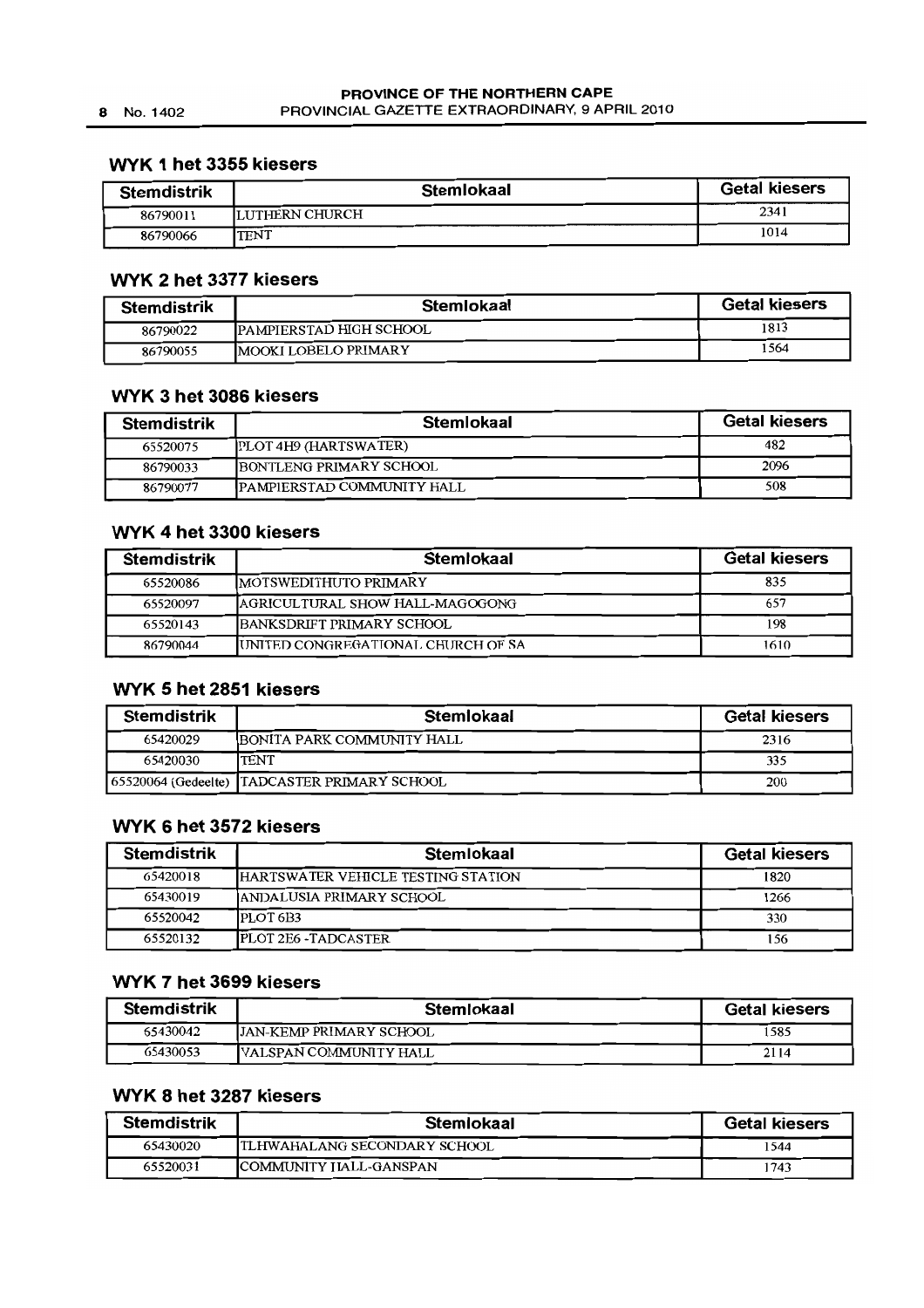## WYK 1 het 3355 kiesers

| Stemdistrik | Stemlokaal | Getal kiesers |
|---|---|---|
| 86790011 | LUTHERN CHURCH | 2341 |
| 86790066 | TENT | 1014 |

## WYK 2 het 3377 kiesers

| Stemdistrik | Stemlokaal | Getal kiesers |
|---|---|---|
| 86790022 | PAMPIERSTAD HIGH SCHOOL | 1813 |
| 86790055 | MOOKI LOBELO PRIMARY | 1564 |

## WYK 3 het 3086 kiesers

| Stemdistrik | Stemlokaal | Getal kiesers |
|---|---|---|
| 65520075 | PLOT 4H9 (HARTSWATER) | 482 |
| 86790033 | BONTLENG PRIMARY SCHOOL | 2096 |
| 86790077 | PAMPIERSTAD COMMUNITY HALL | 508 |

## WYK 4 het 3300 kiesers

| Stemdistrik | Stemlokaal | Getal kiesers |
|---|---|---|
| 65520086 | MOTSWEDITHUTO PRIMARY | 835 |
| 65520097 | AGRICULTURAL SHOW HALL-MAGOGONG | 657 |
| 65520143 | BANKSDRIFT PRIMARY SCHOOL | 198 |
| 86790044 | UNITED CONGREGATIONAL CHURCH OF SA | 1610 |

## WYK 5 het 2851 kiesers

| Stemdistrik | Stemlokaal | Getal kiesers |
|---|---|---|
| 65420029 | BONITA PARK COMMUNITY HALL | 2316 |
| 65420030 | TENT | 335 |
| 65520064 (Gedeelte) | TADCASTER PRIMARY SCHOOL | 200 |

## WYK 6 het 3572 kiesers

| Stemdistrik | Stemlokaal | Getal kiesers |
|---|---|---|
| 65420018 | HARTSWATER VEHICLE TESTING STATION | 1820 |
| 65430019 | ANDALUSIA PRIMARY SCHOOL | 1266 |
| 65520042 | PLOT 6B3 | 330 |
| 65520132 | PLOT 2E6 -TADCASTER | 156 |

## WYK 7 het 3699 kiesers

| Stemdistrik | Stemlokaal | Getal kiesers |
|---|---|---|
| 65430042 | JAN-KEMP PRIMARY SCHOOL | 1585 |
| 65430053 | VALSPAN COMMUNITY HALL | 2114 |

## WYK 8 het 3287 kiesers

| Stemdistrik | Stemlokaal | Getal kiesers |
|---|---|---|
| 65430020 | TLHWAHALANG SECONDARY SCHOOL | 1544 |
| 65520031 | COMMUNITY HALL-GANSPAN | 1743 |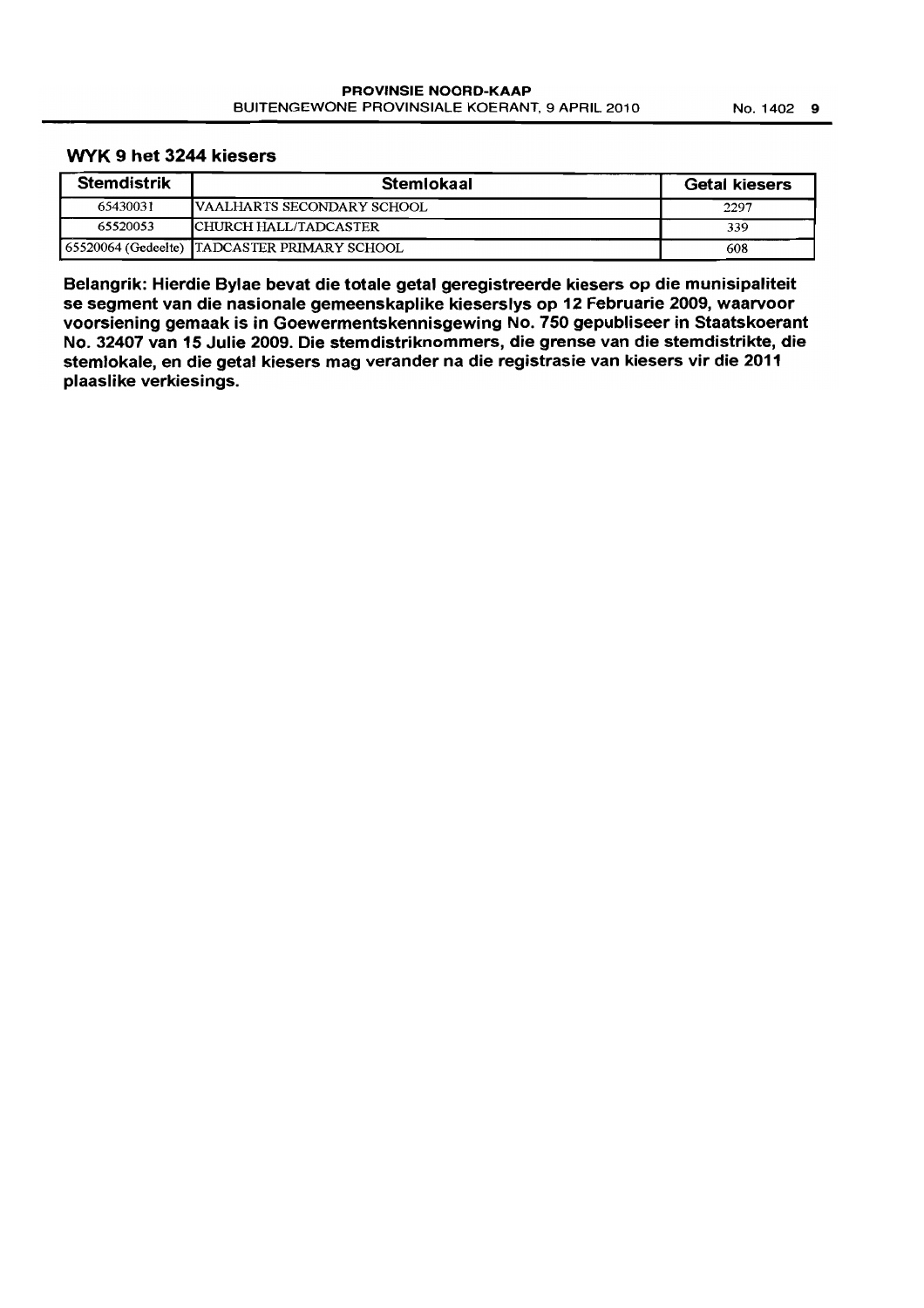## WYK 9 het 3244 kiesers

| Stemdistrik | Stemlokaal | Getal kiesers |
|---|---|---|
| 65430031 | VAALHARTS SECONDARY SCHOOL | 2297 |
| 65520053 | CHURCH HALL/TADCASTER | 339 |
| 65520064 (Gedeelte) | TADCASTER PRIMARY SCHOOL | 608 |

**Belangrik: Hierdie Bylae bevat die totale getal geregistreerde kiesers op die munisipaliteit se segment van die nasionale gemeenskaplike kieserslys op 12 Februarie 2009, waarvoor voorsiening gemaak is in Goewermentskennisgewing No. 750 gepubliseer in Staatskoerant No. 32407 van 15 Julie 2009. Die stemdistriknommers, die grense van die stemdistrikte, die stemlokale, en die getal kiesers mag verander na die registrasie van kiesers vir die 2011 plaaslike verkiesings.**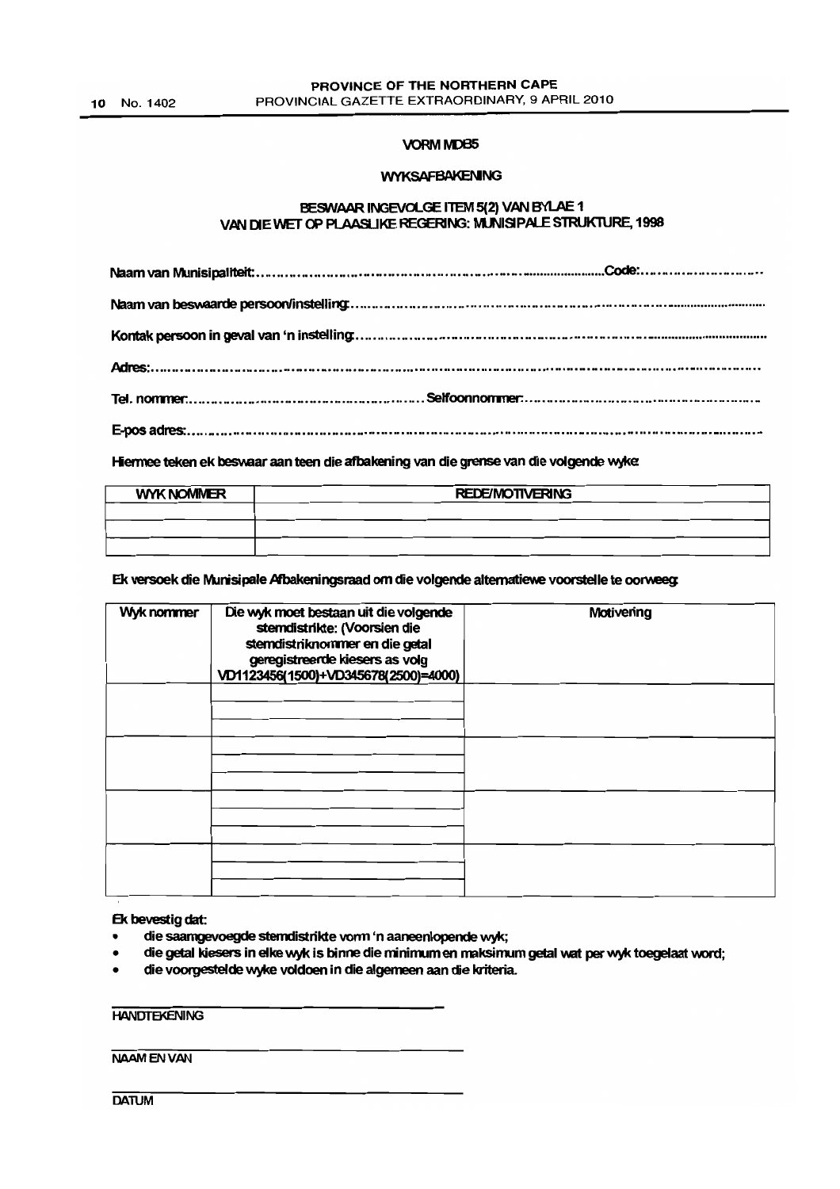# VORM MDB5

## WYKSAFBAKENING

### BESWAAR INGEVOLGE ITEM 5(2) VAN BYLAE 1 VAN DIE WET OP PLAASLIKE REGERING: MUNISIPALE STRUKTURE, 1998

Naam van Munisipaliteit:........................................................................Code:...........................

Naam van beswaarde persoon/instelling:..........................................................................................

Kontak persoon in geval van 'n instelling:.........................................................................................

Adres:.......................................................................................................................................

Tel. nommer:.............................................. Selfoonnommer:.......................................................

E-pos adres:...............................................................................................................................

Hiermee teken ek beswaar aan teen die afbakening van die grense van die volgende wyke:

| WYK NOMMER | REDE/MOTIVERING |
|---|---|
| | |
| | |
| | |

Ek versoek die Munisipale Afbakeningsraad om die volgende alternatiewe voorstelle te oorweeg:

| Wyk nommer | Die wyk moet bestaan uit die volgende stemdistrikte: (Voorsien die stemdistriknommer en die getal geregistreerde kiesers as volg VD1123456(1500)+VD345678(2500)=4000) | Motivering |
|---|---|---|
| | | |
| | | |
| | | |
| | | |
| | | |
| | | |
| | | |
| | | |
| | | |
| | | |
| | | |
| | | |

Ek bevestig dat:

- die saamgevoegde stemdistrikte vorm 'n aaneenlopende wyk;
- die getal kiesers in elke wyk is binne die minimum en maksimum getal wat per wyk toegelaat word;
- die voorgestelde wyke voldoen in die algemeen aan die kriteria.

______________________________
HANDTEKENING

______________________________
NAAM EN VAN

______________________________
DATUM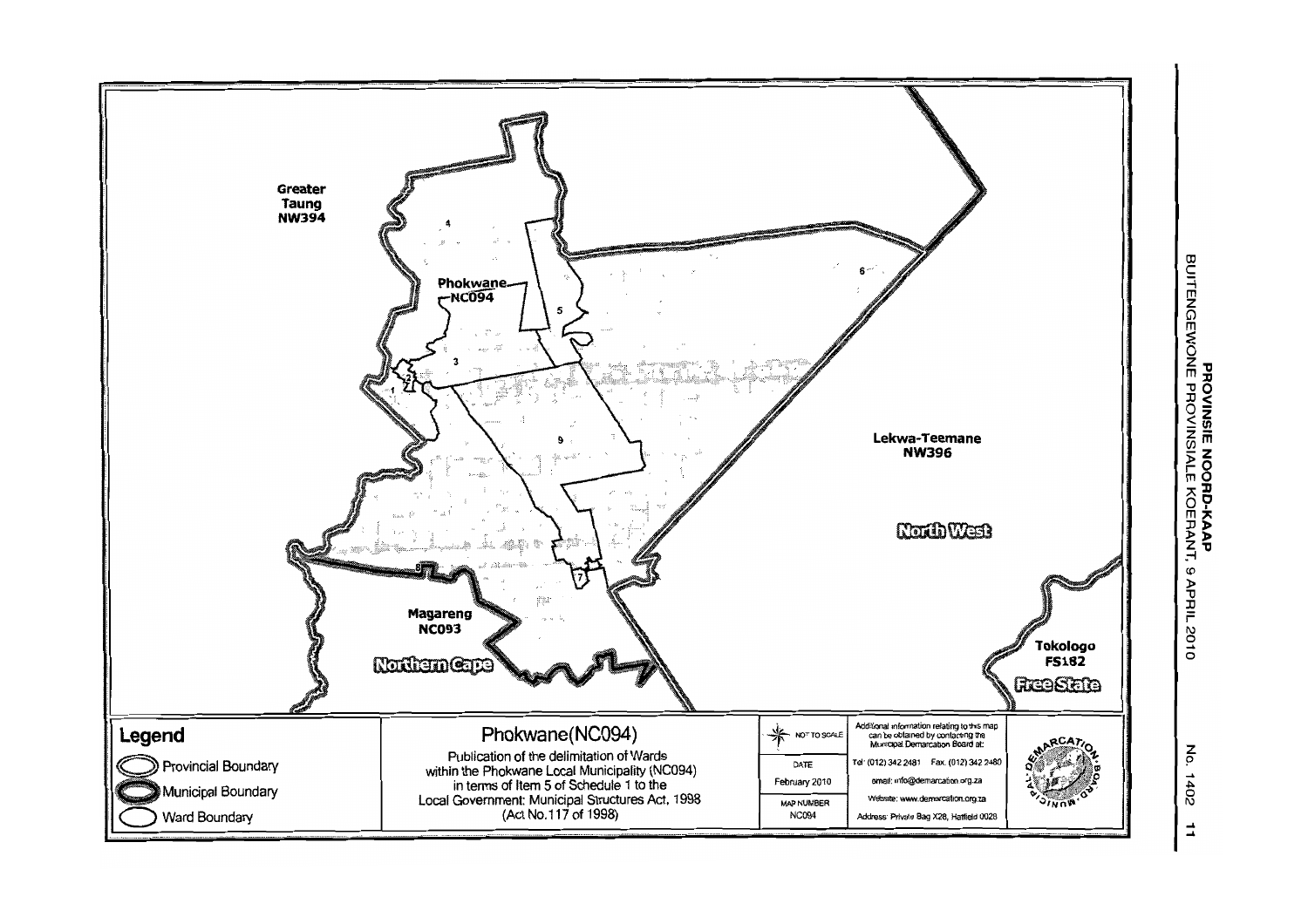Greater Taung NW394

Phokwane NC094

Lekwa-Teemane NW396

North West

Magareng NC093

Northern Cape

Tokologo FS182

Free State

1
2
3
4
5
6
7
8
9

**Legend**

Provincial Boundary

Municipal Boundary

Ward Boundary

## Phokwane(NC094)

Publication of the delimitation of Wards within the Phokwane Local Municipality (NC094) in terms of Item 5 of Schedule 1 to the Local Government: Municipal Structures Act, 1998 (Act No.117 of 1998)

NOT TO SCALE

DATE
February 2010

MAP NUMBER
NC094

Additional information relating to this map can be obtained by contacting the Municipal Demarcation Board at:

Tel: (012) 342 2481 Fax: (012) 342 2480

email: info@demarcation.org.za

Website: www.demarcation.org.za

Address: Private Bag X28, Hatfield 0028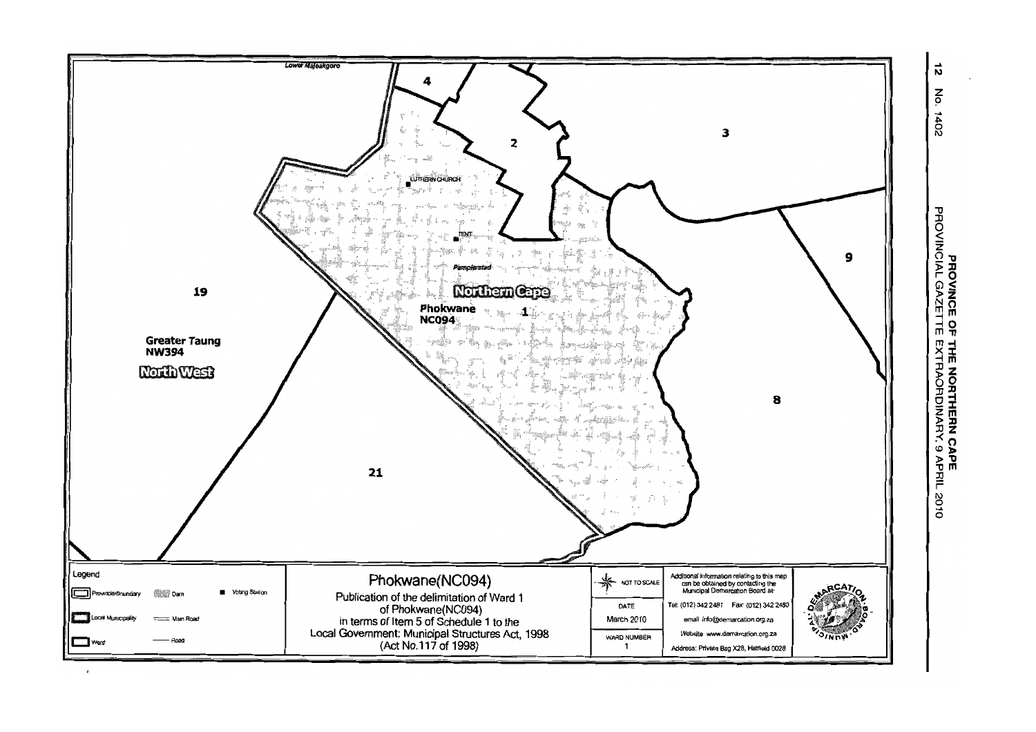Lower Majeakgoro

4

2

3

LUTHERN CHURCH

TENT

Pampierstad

9

19

Northern Cape

Phokwane
NC094

1

Greater Taung
NW394

North West

8

21

Legend

Provincial Boundary

Dam

Voting Station

Local Municipality

Main Road

Ward

Road

# Phokwane(NC094)

Publication of the delimitation of Ward 1 of Phokwane(NC094) in terms of Item 5 of Schedule 1 to the Local Government: Municipal Structures Act, 1998 (Act No.117 of 1998)

NOT TO SCALE

DATE
March 2010

WARD NUMBER
1

Additional information relating to this map can be obtained by contacting the Municipal Demarcation Board at:

Tel: (012) 342 2481 Fax: (012) 342 2480

email: info@demarcation.org.za

Website: www.demarcation.org.za

Address: Private Bag X28, Hatfield 0028

MUNICIPAL DEMARCATION BOARD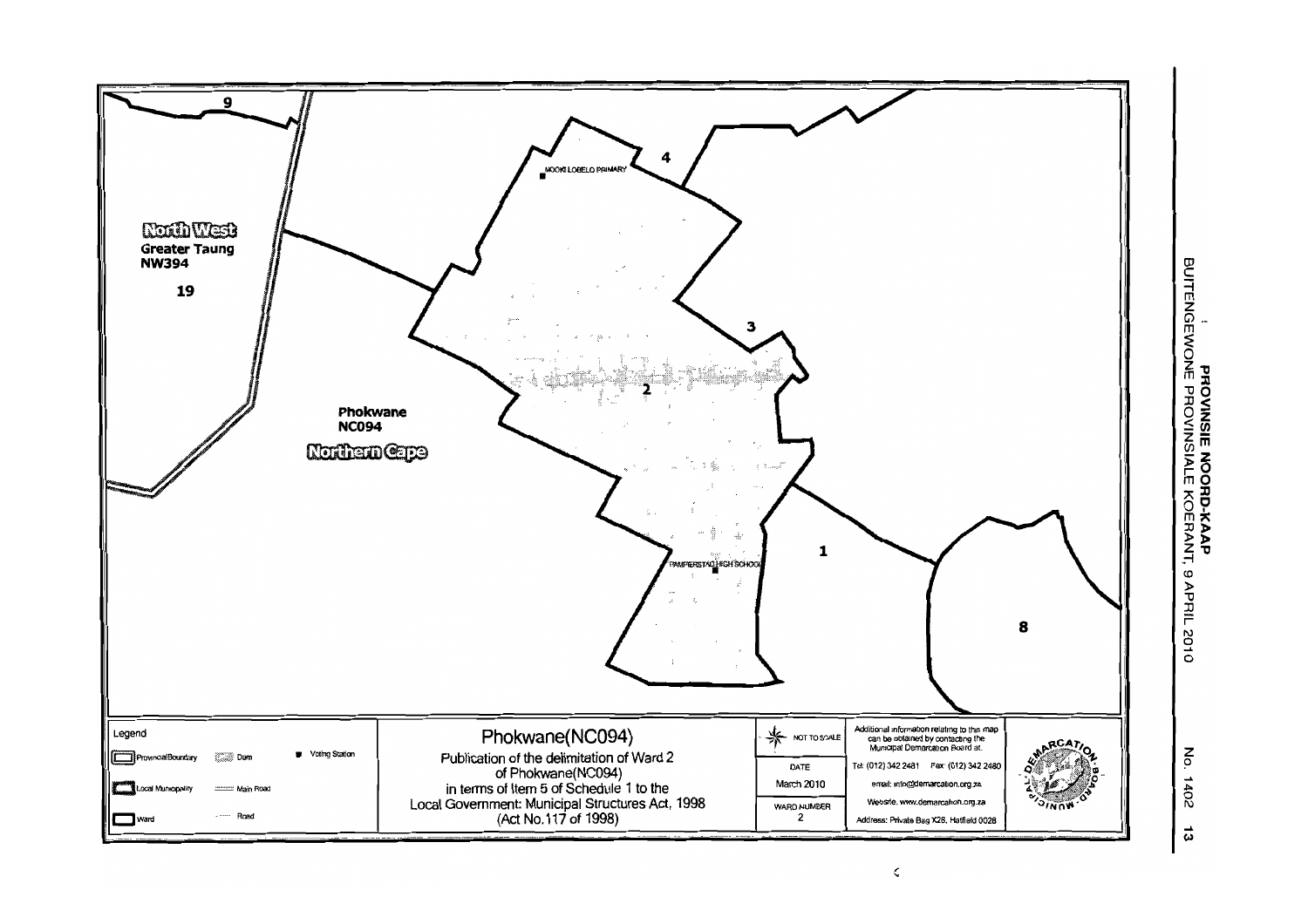9

4

MOOKI LOBELO PRIMARY

North West
Greater Taung
NW394

19

3

2

Phokwane
NC094

Northern Cape

1

PAMPIERSTAD HIGH SCHOOL

8

Legend

Provincial Boundary

Dam

Voting Station

Local Municipality

Main Road

Ward

Road

# Phokwane(NC094)

Publication of the delimitation of Ward 2 of Phokwane(NC094) in terms of Item 5 of Schedule 1 to the Local Government: Municipal Structures Act, 1998 (Act No.117 of 1998)

NOT TO SCALE

DATE
March 2010

WARD NUMBER
2

Additional information relating to this map can be obtained by contacting the Municipal Demarcation Board at:

Tel: (012) 342 2481 Fax: (012) 342 2480

email: info@demarcation.org.za

Website: www.demarcation.org.za

Address: Private Bag X28, Hatfield 0028

MUNICIPAL DEMARCATION BOARD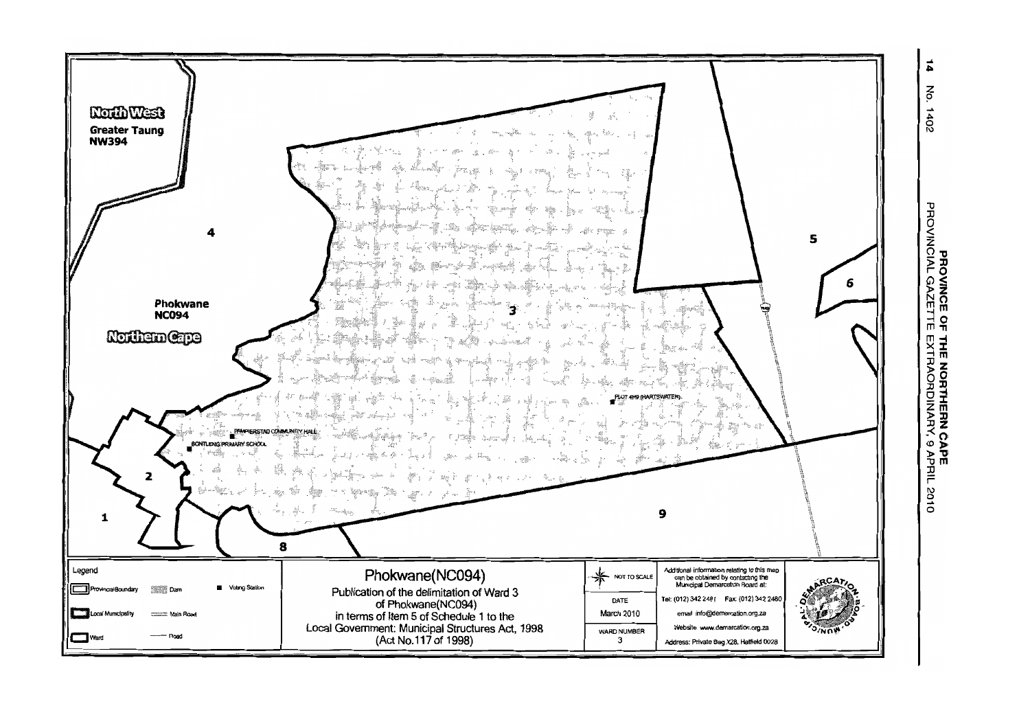North West

Greater Taung
NW394

4

Phokwane
NC094

Northern Cape

3

5

6

PLOT 4H9 (HARTSWATER)

PAMPIERSTAD COMMUNITY HALL

SONTLENG PRIMARY SCHOOL

2

1

9

8

Legend

Provincial Boundary

Dam

Voting Station

Local Municipality

Main Road

Ward

Road

# Phokwane(NC094)

Publication of the delimitation of Ward 3 of Phokwane(NC094) in terms of Item 5 of Schedule 1 to the Local Government: Municipal Structures Act, 1998 (Act No.117 of 1998)

NOT TO SCALE

DATE
March 2010

WARD NUMBER
3

Additional information relating to this map can be obtained by contacting the Municipal Demarcation Board at:

Tel: (012) 342 2481 Fax: (012) 342 2480

email: info@demarcation.org.za

Website: www.demarcation.org.za

Address: Private Bag X28, Hatfield 0028

MUNICIPAL DEMARCATION BOARD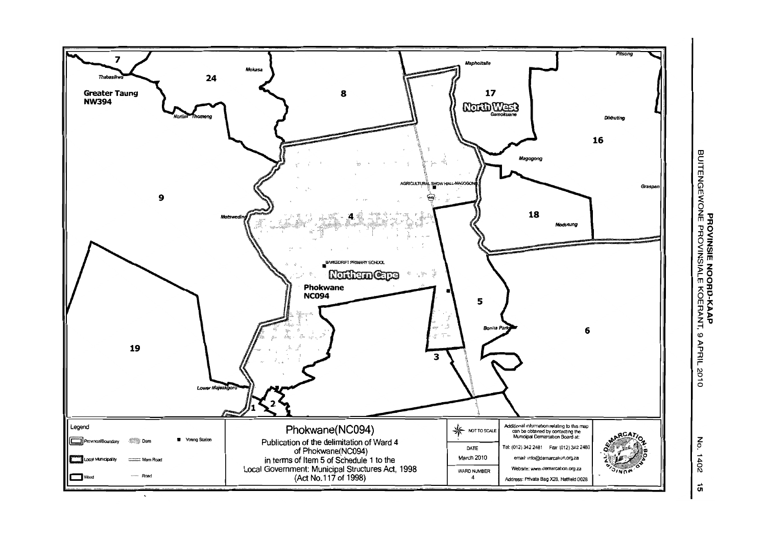7

Thabasikwa

24

Mokasa

Greater Taung
NW394

Norlim Thomeng

8

Mapholtsile

17

North West

Garnokuane

Pitsong

Dikhuting

16

Magogong

AGRICULTURAL SHOW HALL-MAGOGONG

Graspan

9

Motswedi

4

18

Modutung

BANKSDRIFT PRIMARY SCHOOL

Northern Cape

Phokwane
NC094

5

Bonita Park

6

19

3

Lower Majeakgoro

1 2

Legend

Provincial Boundary

Dam

Voting Station

Local Municipality

Main Road

Ward

Road

# Phokwane(NC094)

Publication of the delimitation of Ward 4 of Phokwane(NC094) in terms of Item 5 of Schedule 1 to the Local Government: Municipal Structures Act, 1998 (Act No.117 of 1998)

NOT TO SCALE

DATE
March 2010

WARD NUMBER
4

Additional information relating to this map can be obtained by contacting the Municipal Demarcation Board at:

Tel: (012) 342 2481 Fax: (012) 342 2480

email: info@demarcation.org.za

Website: www.demarcation.org.za

Address: Private Bag X28, Hatfield 0028

MUNICIPAL DEMARCATION BOARD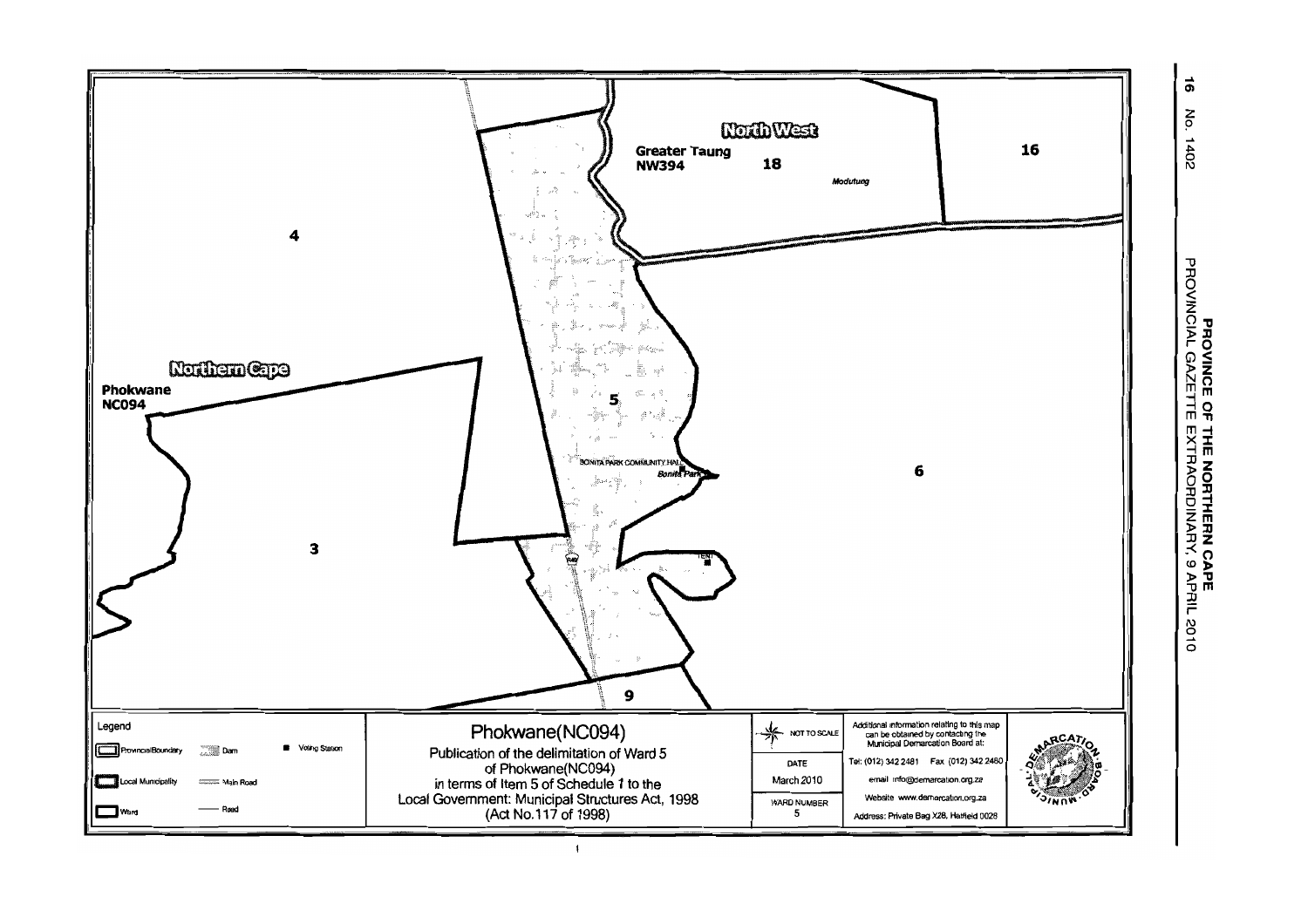North West

Greater Taung
NW394

18

Modutung

16

4

Northern Cape

Phokwane
NC094

5

BONITA PARK COMMUNITY HALL

Bonita Park

6

3

TENT

9

Legend

Provincial Boundary

Dam

Voting Station

Local Municipality

Main Road

Ward

Road

# Phokwane(NC094)

Publication of the delimitation of Ward 5
of Phokwane(NC094)
in terms of Item 5 of Schedule 1 to the
Local Government: Municipal Structures Act, 1998
(Act No.117 of 1998)

NOT TO SCALE

DATE
March 2010

WARD NUMBER
5

Additional information relating to this map can be obtained by contacting the Municipal Demarcation Board at:

Tel: (012) 342 2481 Fax (012) 342 2480

email info@demarcation.org.za

Website www.demarcation.org.za

Address: Private Bag X28, Hatfield 0028

MUNICIPAL DEMARCATION BOARD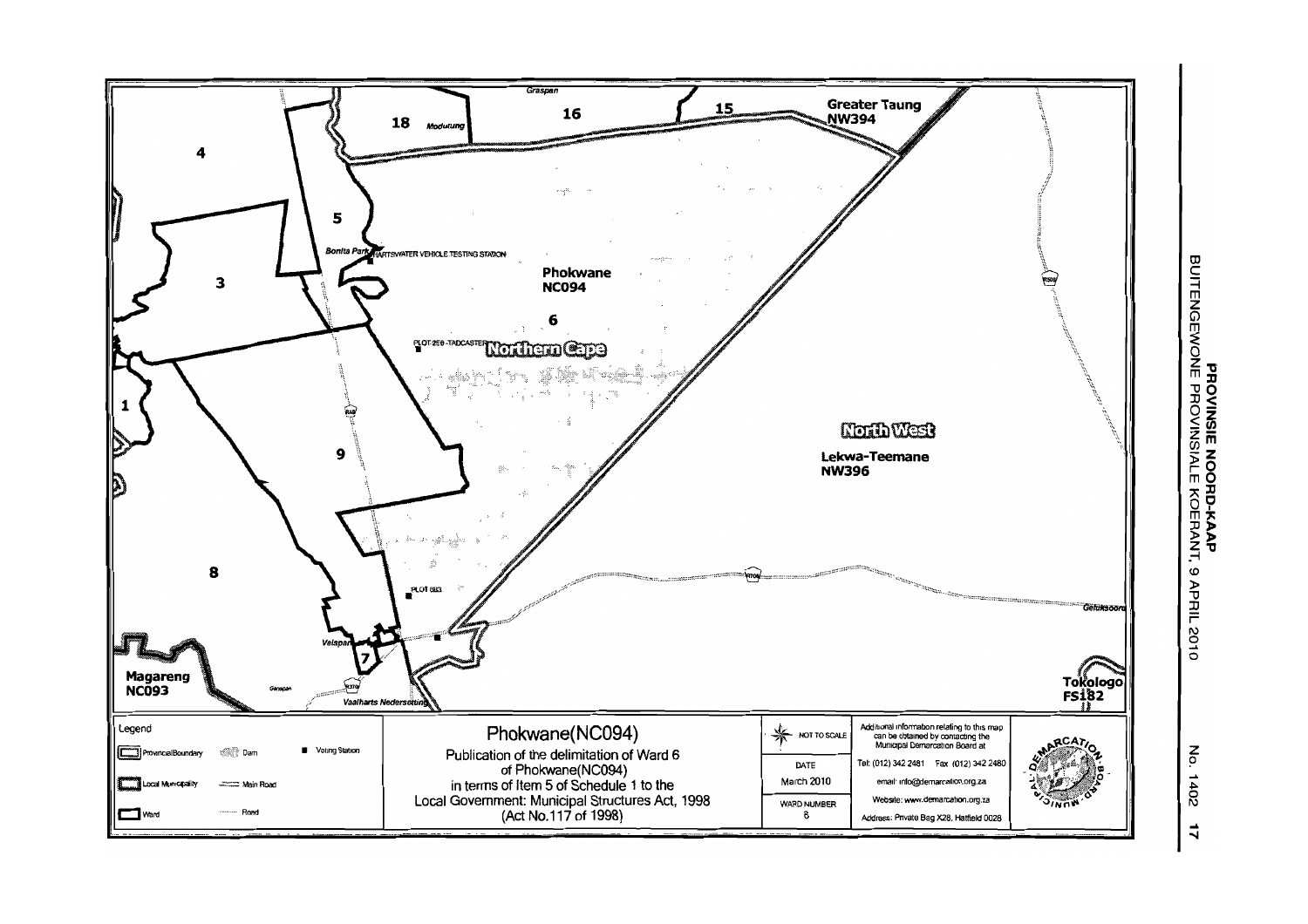Graspan

18 Modutung

16

15

Greater Taung
NW394

4

5

Bonita Park

HARTSWATER VEHICLE TESTING STATION

Phokwane
NC094

3

6

PLOT 259 -TADCASTER

Northern Cape

1

9

North West

Lekwa-Teemane
NW396

8

PLOT 883

Valspan

7

Magareng
NC093

Vaalharts Nedersetting

Tokologo
FS182

Legend

Provincial Boundary

Dam

Voting Station

Local Municipality

Main Road

Ward

Road

# Phokwane(NC094)

Publication of the delimitation of Ward 6 of Phokwane(NC094) in terms of Item 5 of Schedule 1 to the Local Government: Municipal Structures Act, 1998 (Act No.117 of 1998)

NOT TO SCALE

DATE
March 2010

WARD NUMBER
6

Additional information relating to this map can be obtained by contacting the Municipal Demarcation Board at

Tel: (012) 342 2481 Fax (012) 342 2480

email: info@demarcation.org.za

Website: www.demarcation.org.za

Address: Private Bag X28, Hatfield 0028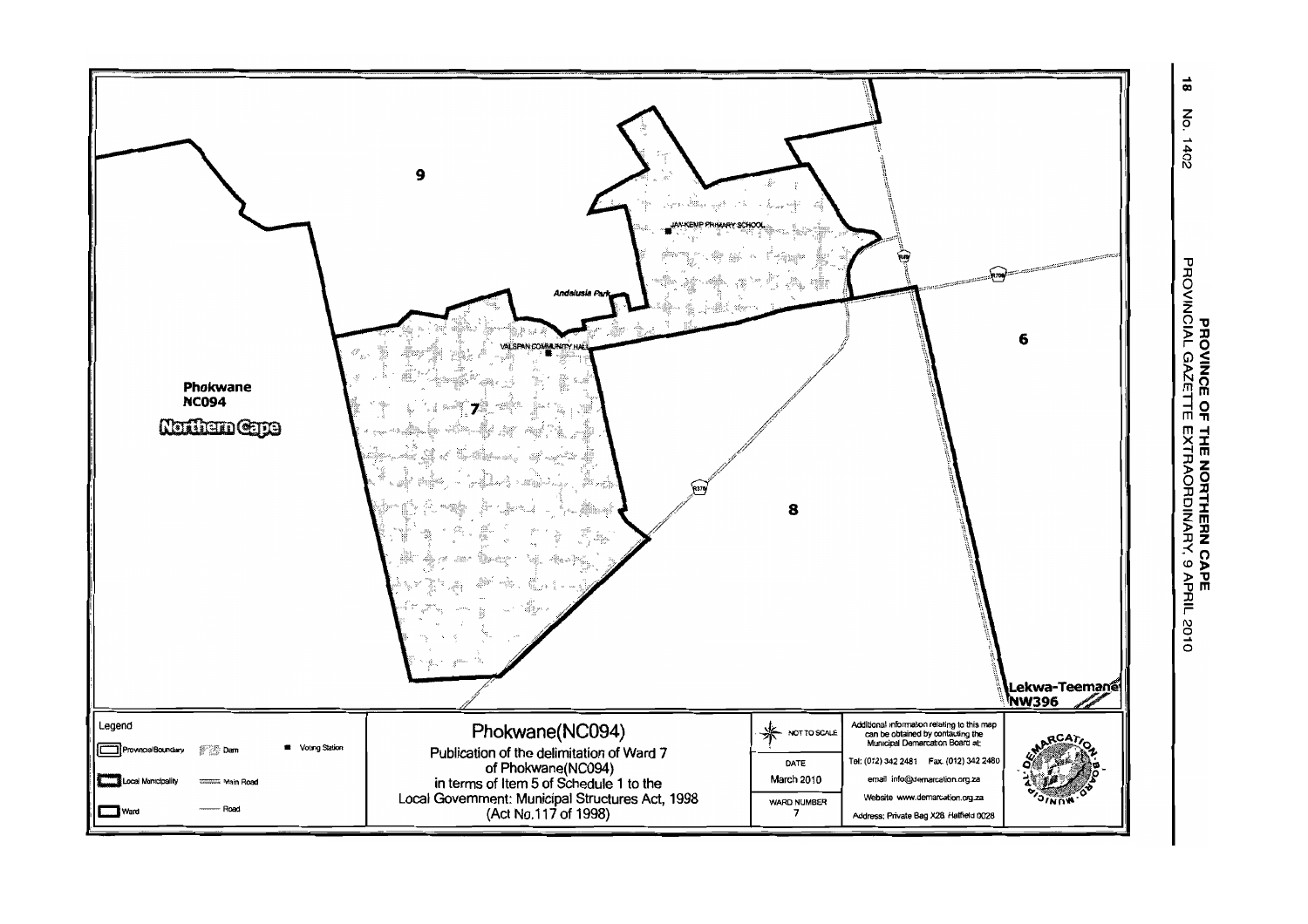9

JAN KEMP PRIMARY SCHOOL

Andalusia Park

VALSPAN COMMUNITY HALL

6

Phokwane
NC094

Northern Cape

7

8

Lekwa-Teemane
NW396

Legend

Provincial Boundary

Dam

Voting Station

Local Municipality

Main Road

Ward

Road

# Phokwane(NC094)

Publication of the delimitation of Ward 7 of Phokwane(NC094) in terms of Item 5 of Schedule 1 to the Local Government: Municipal Structures Act, 1998 (Act No.117 of 1998)

NOT TO SCALE

DATE
March 2010

WARD NUMBER
7

Additional information relating to this map can be obtained by contacting the Municipal Demarcation Board at:

Tel: (012) 342 2481 Fax. (012) 342 2480

email info@demarcation.org.za

Website www.demarcation.org.za

Address: Private Bag X28 Hatfield 0028

MUNICIPAL DEMARCATION BOARD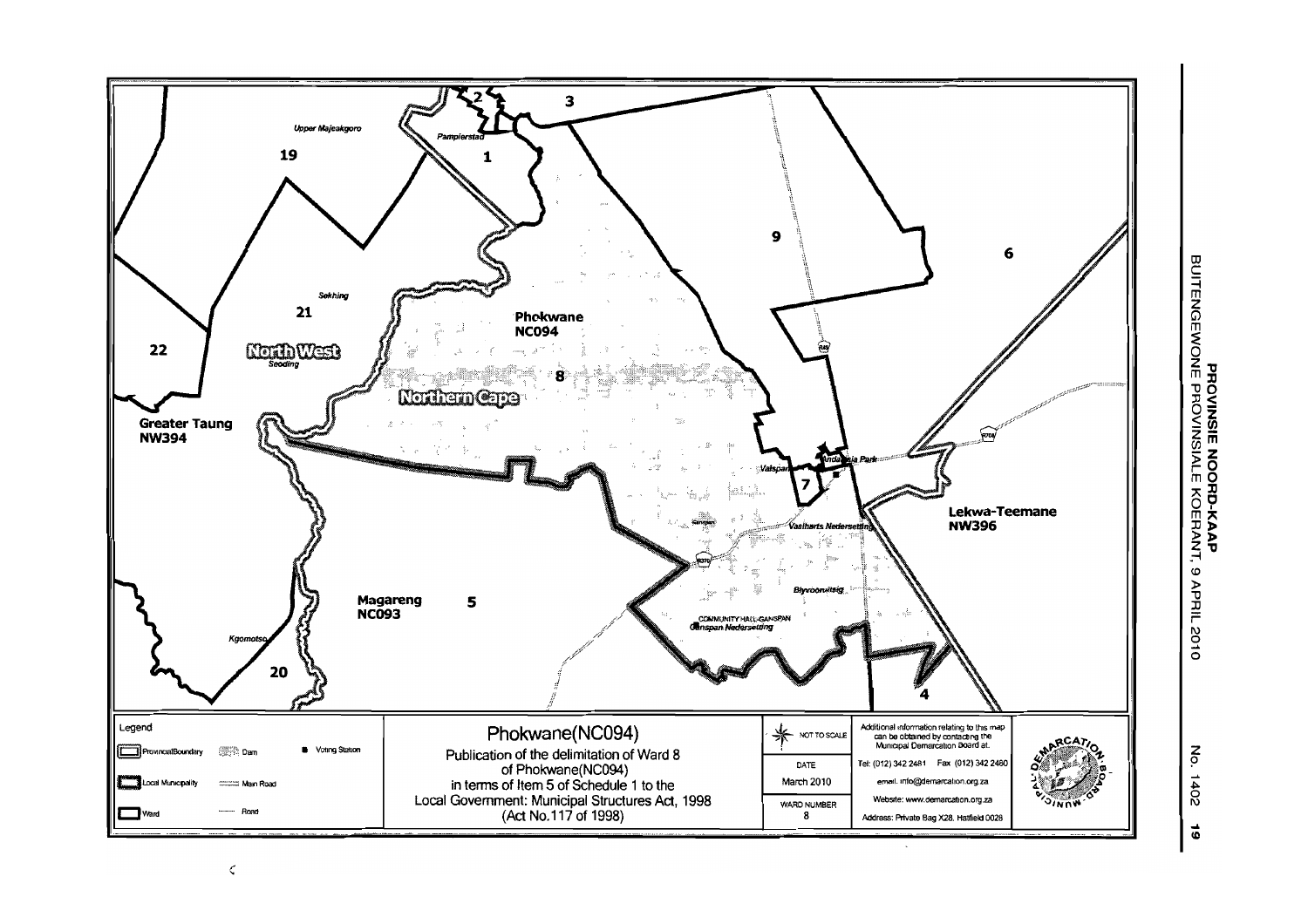Upper Majeakgoro

19

Pampierstad

1

2

3

9

6

Sekhing

21

North West

Seoding

22

Phokwane
NC094

8

Northern Cape

Greater Taung
NW394

Andalusia Park

Valspan

7

Vaalharts Nedersetting

Lekwa-Teemane
NW396

Blyvooruitsig

COMMUNITY HALL-GANSPAN
Ganspan Nedersetting

Magareng
NC093

5

Kgomotso

20

4

Legend

Provincial Boundary

Dam

Voting Station

Local Municipality

Main Road

Ward

Road

# Phokwane(NC094)

Publication of the delimitation of Ward 8 of Phokwane(NC094) in terms of Item 5 of Schedule 1 to the Local Government: Municipal Structures Act, 1998 (Act No.117 of 1998)

NOT TO SCALE

DATE
March 2010

WARD NUMBER
8

Additional information relating to this map can be obtained by contacting the Municipal Demarcation Board at:

Tel: (012) 342 2481 Fax (012) 342 2480

email: info@demarcation.org.za

Website: www.demarcation.org.za

Address: Private Bag X28, Hatfield 0028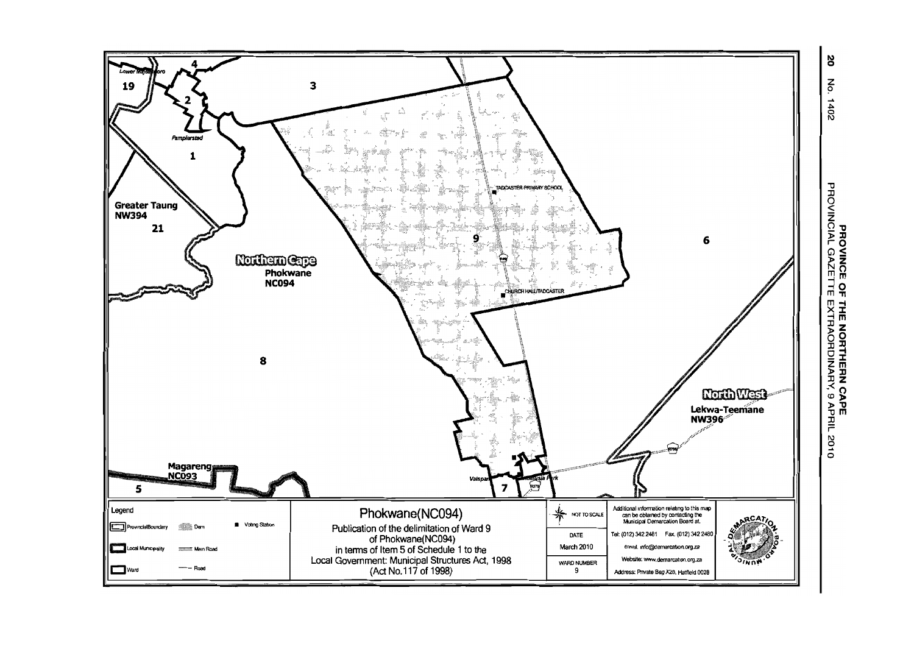Lower Majeakgoro

19

4

2

3

Pampierstad

1

Greater Taung
NW394

21

Northern Cape
Phokwane
NC094

TADCASTER PRIMARY SCHOOL

9

CHURCH HALL/TADCASTER

6

8

North West
Lekwa-Teemane
NW396

Magareng
NC093

5

Valspan

7

Hartswater Park

Legend

Provincial Boundary

Local Municipality

Ward

Dam

Main Road

Road

Voting Station

# Phokwane(NC094)

Publication of the delimitation of Ward 9 of Phokwane(NC094) in terms of Item 5 of Schedule 1 to the Local Government: Municipal Structures Act, 1998 (Act No.117 of 1998)

NOT TO SCALE

DATE
March 2010

WARD NUMBER
9

Additional information relating to this map can be obtained by contacting the Municipal Demarcation Board at:

Tel: (012) 342 2481 Fax. (012) 342 2480

Email: info@demarcation.org.za

Website: www.demarcation.org.za

Address: Private Bag X28, Hatfield 0028

MUNICIPAL DEMARCATION BOARD